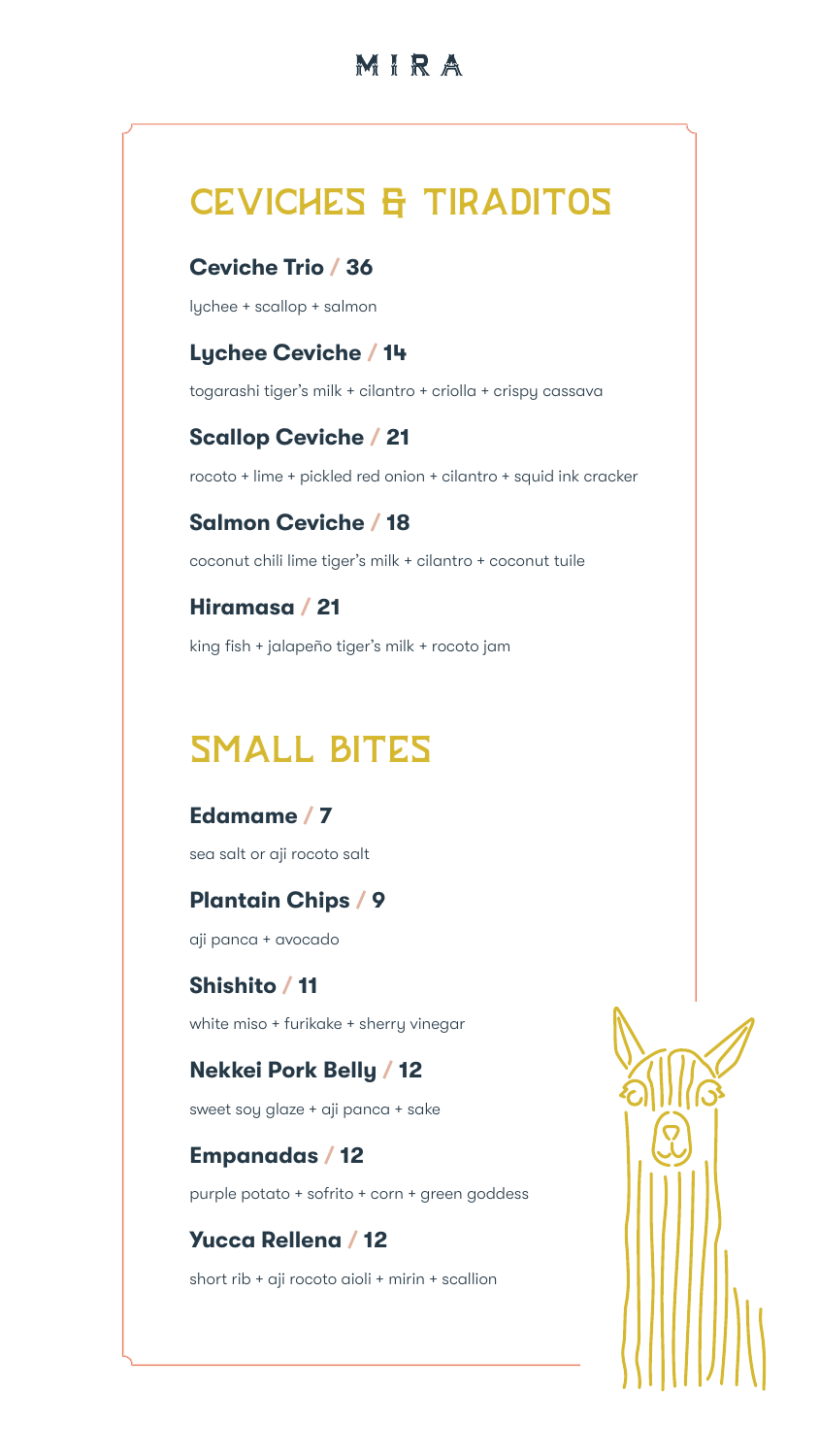# MIRA

## CEVICHES & TIRADITOS

**Ceviche Trio / 36**

lychee + scallop + salmon

**Lychee Ceviche / 14**

togarashi tiger's milk + cilantro + criolla + crispy cassava

**Scallop Ceviche / 21**

rocoto + lime + pickled red onion + cilantro + squid ink cracker

**Salmon Ceviche / 18**

coconut chili lime tiger's milk + cilantro + coconut tuile

**Hiramasa / 21**

king fish + jalapeño tiger's milk + rocoto jam

## SMALL BITES

**Edamame / 7**

sea salt or aji rocoto salt

**Plantain Chips / 9**

aji panca + avocado

**Shishito / 11**

white miso + furikake + sherry vinegar

**Nekkei Pork Belly / 12**

sweet soy glaze + aji panca + sake

**Empanadas / 12**

purple potato + sofrito + corn + green goddess

**Yucca Rellena / 12**

short rib + aji rocoto aioli + mirin + scallion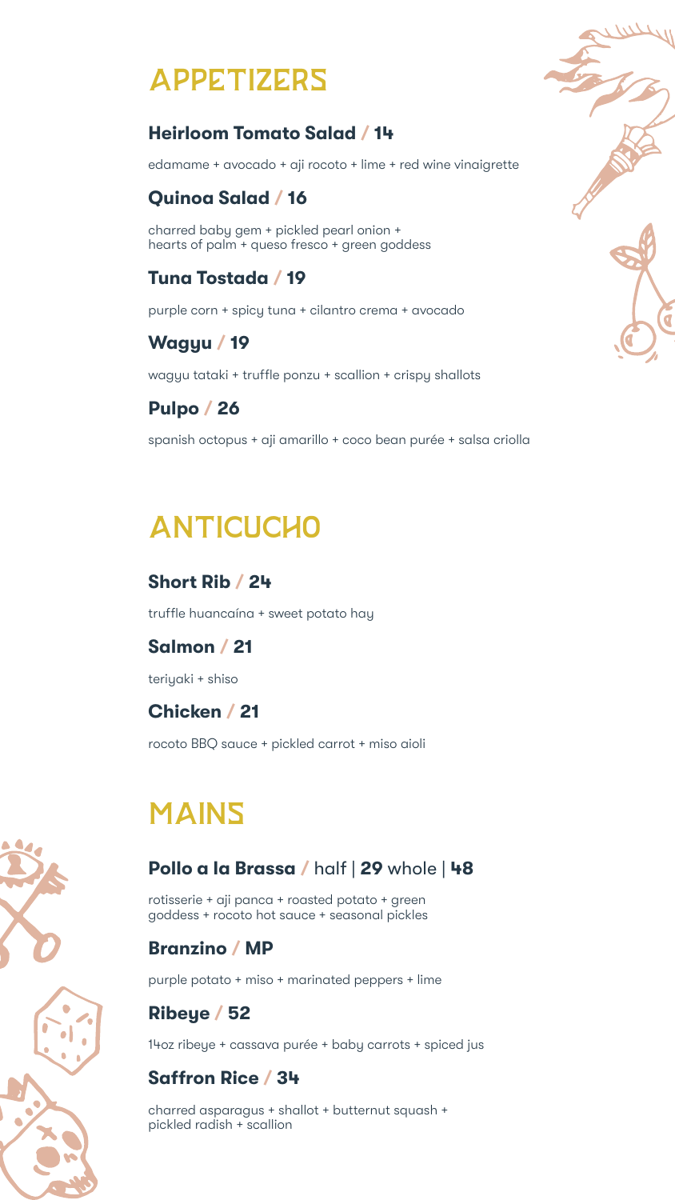# APPETIZERS

### Heirloom Tomato Salad / 14

edamame + avocado + aji rocoto + lime + red wine vinaigrette

### Quinoa Salad / 16

charred baby gem + pickled pearl onion + hearts of palm + queso fresco + green goddess

### Tuna Tostada / 19

purple corn + spicy tuna + cilantro crema + avocado

### Wagyu / 19

wagyu tataki + truffle ponzu + scallion + crispy shallots

### Pulpo / 26

spanish octopus + aji amarillo + coco bean purée + salsa criolla

# ANTICUCHO

### Short Rib / 24

truffle huancaína + sweet potato hay

### Salmon / 21

teriyaki + shiso

### Chicken / 21

rocoto BBQ sauce + pickled carrot + miso aioli

# MAINS

### Pollo a la Brassa / half | 29 whole | 48

rotisserie + aji panca + roasted potato + green goddess + rocoto hot sauce + seasonal pickles

### Branzino / MP

purple potato + miso + marinated peppers + lime

### Ribeye / 52

14oz ribeye + cassava purée + baby carrots + spiced jus

### Saffron Rice / 34

charred asparagus + shallot + butternut squash + pickled radish + scallion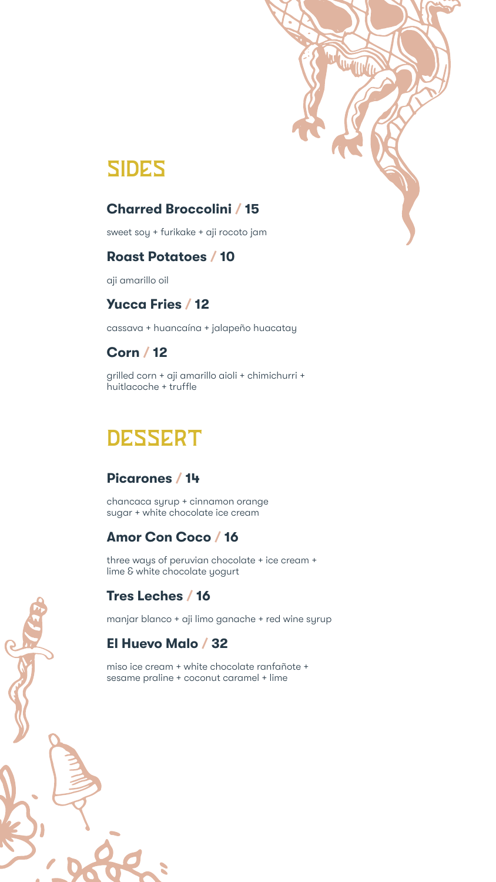# SIDES

### **Charred Broccolini / 15**

sweet soy + furikake + aji rocoto jam

### **Roast Potatoes / 10**

aji amarillo oil

### **Yucca Fries / 12**

cassava + huancaína + jalapeño huacatay

### **Corn / 12**

grilled corn + aji amarillo aioli + chimichurri + huitlacoche + truffle

# DESSERT

### **Picarones / 14**

chancaca syrup + cinnamon orange sugar + white chocolate ice cream

### **Amor Con Coco / 16**

three ways of peruvian chocolate + ice cream + lime & white chocolate yogurt

### **Tres Leches / 16**

manjar blanco + aji limo ganache + red wine syrup

### **El Huevo Malo / 32**

miso ice cream + white chocolate ranfañote + sesame praline + coconut caramel + lime